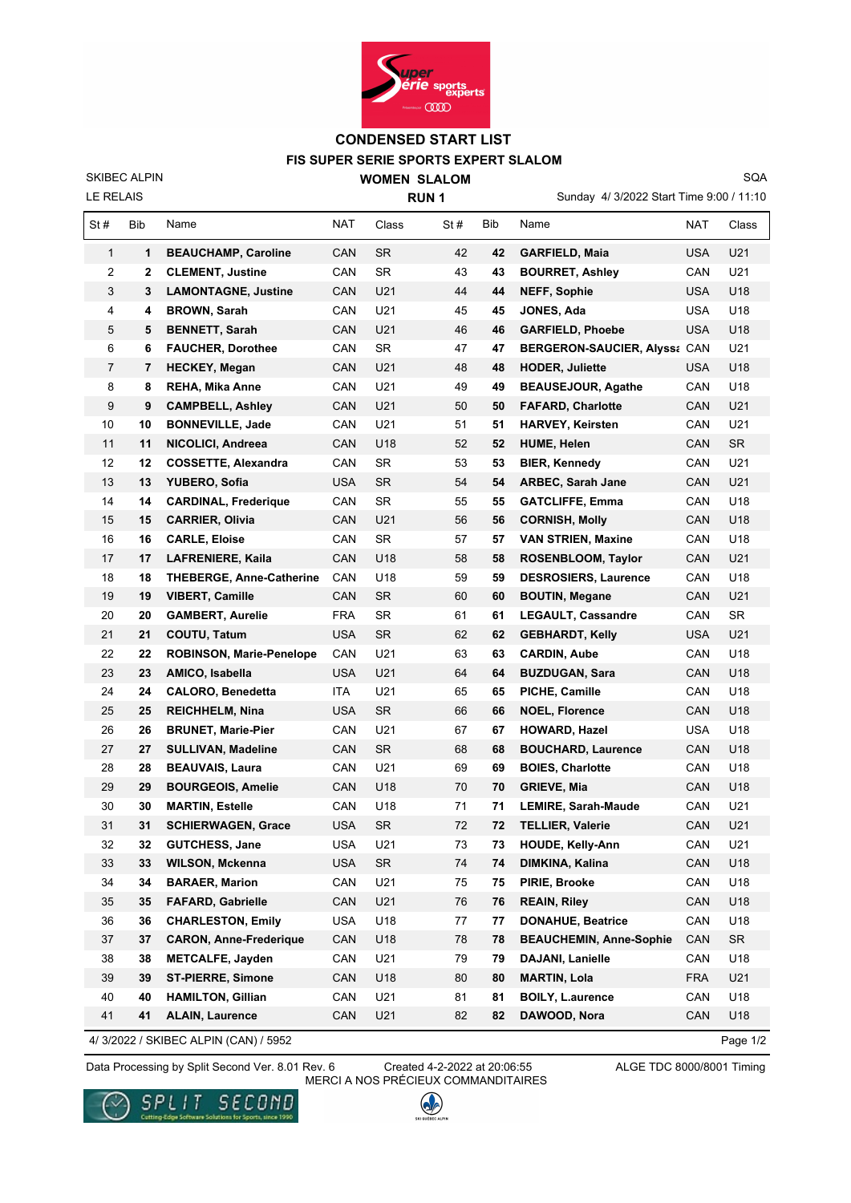# CONDENSED START LIST

## FIS SUPER SERIE SPORTS EXPERT SLALOM

SKIBEC ALPIN | **WOMEN SLALOM** | SQA

LE RELAIS | **RUN 1** | Sunday 4/ 3/2022 Start Time 9:00 / 11:10

| St # | Bib | Name | NAT | Class | St # | Bib | Name | NAT | Class |
|---|---|---|---|---|---|---|---|---|---|
| 1 | **1** | **BEAUCHAMP, Caroline** | CAN | SR | 42 | **42** | **GARFIELD, Maia** | USA | U21 |
| 2 | **2** | **CLEMENT, Justine** | CAN | SR | 43 | **43** | **BOURRET, Ashley** | CAN | U21 |
| 3 | **3** | **LAMONTAGNE, Justine** | CAN | U21 | 44 | **44** | **NEFF, Sophie** | USA | U18 |
| 4 | **4** | **BROWN, Sarah** | CAN | U21 | 45 | **45** | **JONES, Ada** | USA | U18 |
| 5 | **5** | **BENNETT, Sarah** | CAN | U21 | 46 | **46** | **GARFIELD, Phoebe** | USA | U18 |
| 6 | **6** | **FAUCHER, Dorothee** | CAN | SR | 47 | **47** | **BERGERON-SAUCIER, Alyssa** | CAN | U21 |
| 7 | **7** | **HECKEY, Megan** | CAN | U21 | 48 | **48** | **HODER, Juliette** | USA | U18 |
| 8 | **8** | **REHA, Mika Anne** | CAN | U21 | 49 | **49** | **BEAUSEJOUR, Agathe** | CAN | U18 |
| 9 | **9** | **CAMPBELL, Ashley** | CAN | U21 | 50 | **50** | **FAFARD, Charlotte** | CAN | U21 |
| 10 | **10** | **BONNEVILLE, Jade** | CAN | U21 | 51 | **51** | **HARVEY, Keirsten** | CAN | U21 |
| 11 | **11** | **NICOLICI, Andreea** | CAN | U18 | 52 | **52** | **HUME, Helen** | CAN | SR |
| 12 | **12** | **COSSETTE, Alexandra** | CAN | SR | 53 | **53** | **BIER, Kennedy** | CAN | U21 |
| 13 | **13** | **YUBERO, Sofia** | USA | SR | 54 | **54** | **ARBEC, Sarah Jane** | CAN | U21 |
| 14 | **14** | **CARDINAL, Frederique** | CAN | SR | 55 | **55** | **GATCLIFFE, Emma** | CAN | U18 |
| 15 | **15** | **CARRIER, Olivia** | CAN | U21 | 56 | **56** | **CORNISH, Molly** | CAN | U18 |
| 16 | **16** | **CARLE, Eloise** | CAN | SR | 57 | **57** | **VAN STRIEN, Maxine** | CAN | U18 |
| 17 | **17** | **LAFRENIERE, Kaila** | CAN | U18 | 58 | **58** | **ROSENBLOOM, Taylor** | CAN | U21 |
| 18 | **18** | **THEBERGE, Anne-Catherine** | CAN | U18 | 59 | **59** | **DESROSIERS, Laurence** | CAN | U18 |
| 19 | **19** | **VIBERT, Camille** | CAN | SR | 60 | **60** | **BOUTIN, Megane** | CAN | U21 |
| 20 | **20** | **GAMBERT, Aurelie** | FRA | SR | 61 | **61** | **LEGAULT, Cassandre** | CAN | SR |
| 21 | **21** | **COUTU, Tatum** | USA | SR | 62 | **62** | **GEBHARDT, Kelly** | USA | U21 |
| 22 | **22** | **ROBINSON, Marie-Penelope** | CAN | U21 | 63 | **63** | **CARDIN, Aube** | CAN | U18 |
| 23 | **23** | **AMICO, Isabella** | USA | U21 | 64 | **64** | **BUZDUGAN, Sara** | CAN | U18 |
| 24 | **24** | **CALORO, Benedetta** | ITA | U21 | 65 | **65** | **PICHE, Camille** | CAN | U18 |
| 25 | **25** | **REICHHELM, Nina** | USA | SR | 66 | **66** | **NOEL, Florence** | CAN | U18 |
| 26 | **26** | **BRUNET, Marie-Pier** | CAN | U21 | 67 | **67** | **HOWARD, Hazel** | USA | U18 |
| 27 | **27** | **SULLIVAN, Madeline** | CAN | SR | 68 | **68** | **BOUCHARD, Laurence** | CAN | U18 |
| 28 | **28** | **BEAUVAIS, Laura** | CAN | U21 | 69 | **69** | **BOIES, Charlotte** | CAN | U18 |
| 29 | **29** | **BOURGEOIS, Amelie** | CAN | U18 | 70 | **70** | **GRIEVE, Mia** | CAN | U18 |
| 30 | **30** | **MARTIN, Estelle** | CAN | U18 | 71 | **71** | **LEMIRE, Sarah-Maude** | CAN | U21 |
| 31 | **31** | **SCHIERWAGEN, Grace** | USA | SR | 72 | **72** | **TELLIER, Valerie** | CAN | U21 |
| 32 | **32** | **GUTCHESS, Jane** | USA | U21 | 73 | **73** | **HOUDE, Kelly-Ann** | CAN | U21 |
| 33 | **33** | **WILSON, Mckenna** | USA | SR | 74 | **74** | **DIMKINA, Kalina** | CAN | U18 |
| 34 | **34** | **BARAER, Marion** | CAN | U21 | 75 | **75** | **PIRIE, Brooke** | CAN | U18 |
| 35 | **35** | **FAFARD, Gabrielle** | CAN | U21 | 76 | **76** | **REAIN, Riley** | CAN | U18 |
| 36 | **36** | **CHARLESTON, Emily** | USA | U18 | 77 | **77** | **DONAHUE, Beatrice** | CAN | U18 |
| 37 | **37** | **CARON, Anne-Frederique** | CAN | U18 | 78 | **78** | **BEAUCHEMIN, Anne-Sophie** | CAN | SR |
| 38 | **38** | **METCALFE, Jayden** | CAN | U21 | 79 | **79** | **DAJANI, Lanielle** | CAN | U18 |
| 39 | **39** | **ST-PIERRE, Simone** | CAN | U18 | 80 | **80** | **MARTIN, Lola** | FRA | U21 |
| 40 | **40** | **HAMILTON, Gillian** | CAN | U21 | 81 | **81** | **BOILY, L.aurence** | CAN | U18 |
| 41 | **41** | **ALAIN, Laurence** | CAN | U21 | 82 | **82** | **DAWOOD, Nora** | CAN | U18 |

4/ 3/2022 / SKIBEC ALPIN (CAN) / 5952

Data Processing by Split Second Ver. 8.01 Rev. 6 | Created 4-2-2022 at 20:06:55 | ALGE TDC 8000/8001 Timing

MERCI A NOS PRÉCIEUX COMMANDITAIRES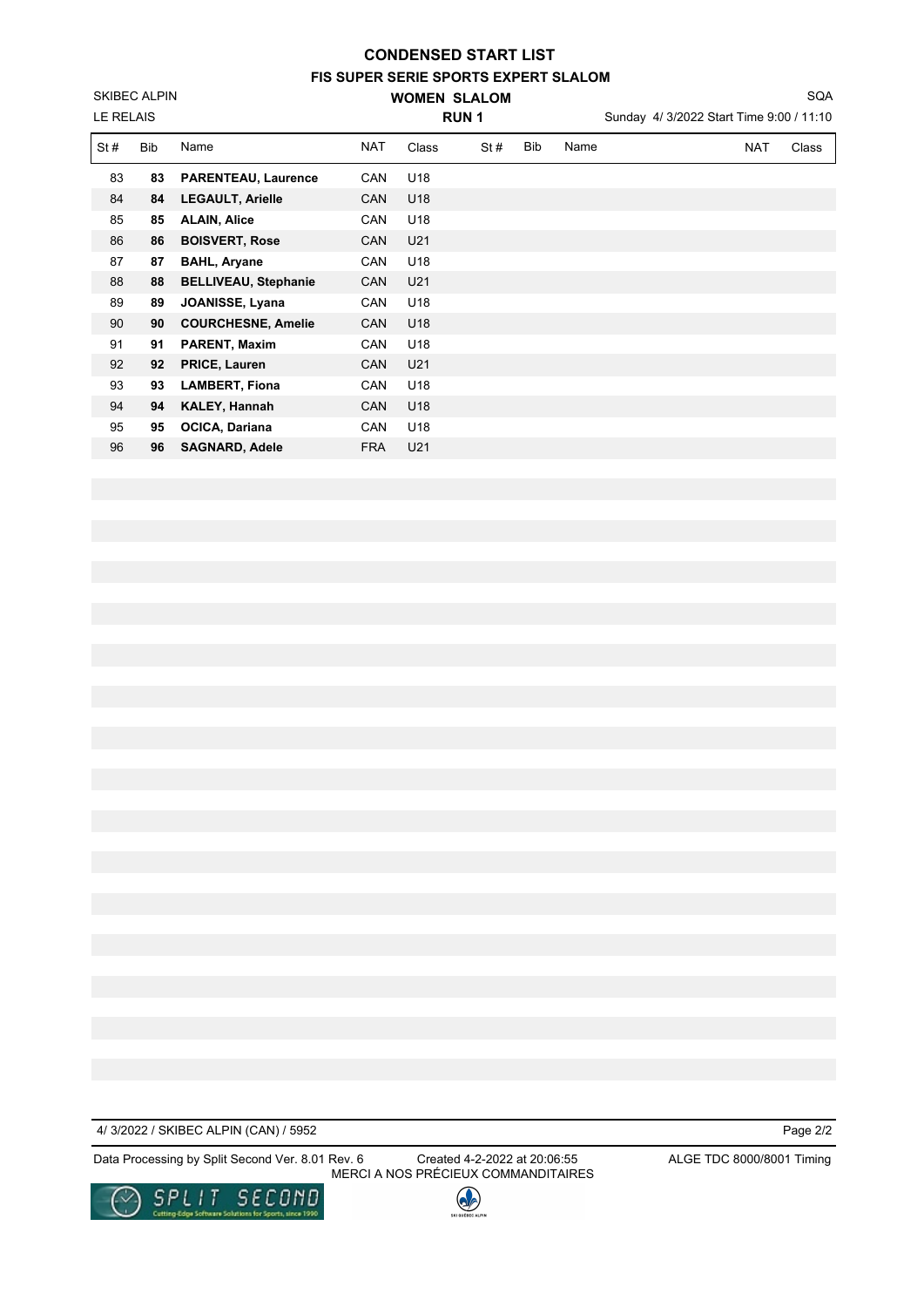# CONDENSED START LIST

## FIS SUPER SERIE SPORTS EXPERT SLALOM

SKIBEC ALPIN

LE RELAIS

**WOMEN SLALOM**

**RUN 1**

SQA

Sunday 4/ 3/2022 Start Time 9:00 / 11:10

| St # | Bib | Name | NAT | Class | St # | Bib | Name | NAT | Class |
|---|---|---|---|---|---|---|---|---|---|
| 83 | **83** | **PARENTEAU, Laurence** | CAN | U18 | | | | | |
| 84 | **84** | **LEGAULT, Arielle** | CAN | U18 | | | | | |
| 85 | **85** | **ALAIN, Alice** | CAN | U18 | | | | | |
| 86 | **86** | **BOISVERT, Rose** | CAN | U21 | | | | | |
| 87 | **87** | **BAHL, Aryane** | CAN | U18 | | | | | |
| 88 | **88** | **BELLIVEAU, Stephanie** | CAN | U21 | | | | | |
| 89 | **89** | **JOANISSE, Lyana** | CAN | U18 | | | | | |
| 90 | **90** | **COURCHESNE, Amelie** | CAN | U18 | | | | | |
| 91 | **91** | **PARENT, Maxim** | CAN | U18 | | | | | |
| 92 | **92** | **PRICE, Lauren** | CAN | U21 | | | | | |
| 93 | **93** | **LAMBERT, Fiona** | CAN | U18 | | | | | |
| 94 | **94** | **KALEY, Hannah** | CAN | U18 | | | | | |
| 95 | **95** | **OCICA, Dariana** | CAN | U18 | | | | | |
| 96 | **96** | **SAGNARD, Adele** | FRA | U21 | | | | | |

4/ 3/2022 / SKIBEC ALPIN (CAN) / 5952

Data Processing by Split Second Ver. 8.01 Rev. 6 Created 4-2-2022 at 20:06:55 ALGE TDC 8000/8001 Timing

MERCI A NOS PRÉCIEUX COMMANDITAIRES